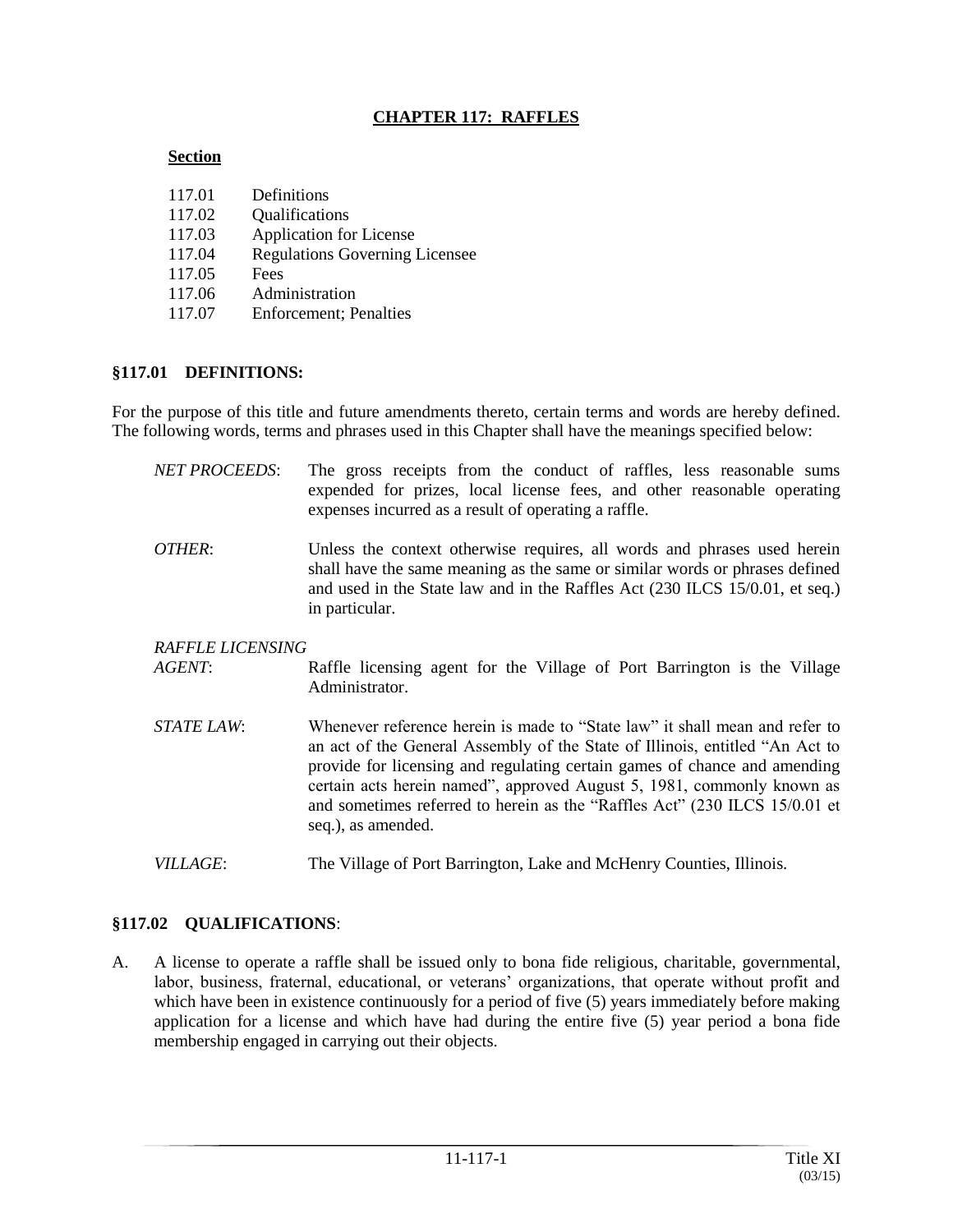# CHAPTER 117: RAFFLES

**Section**

117.01 Definitions
117.02 Qualifications
117.03 Application for License
117.04 Regulations Governing Licensee
117.05 Fees
117.06 Administration
117.07 Enforcement; Penalties

## §117.01 DEFINITIONS:

For the purpose of this title and future amendments thereto, certain terms and words are hereby defined. The following words, terms and phrases used in this Chapter shall have the meanings specified below:

*NET PROCEEDS*: The gross receipts from the conduct of raffles, less reasonable sums expended for prizes, local license fees, and other reasonable operating expenses incurred as a result of operating a raffle.

*OTHER*: Unless the context otherwise requires, all words and phrases used herein shall have the same meaning as the same or similar words or phrases defined and used in the State law and in the Raffles Act (230 ILCS 15/0.01, et seq.) in particular.

*RAFFLE LICENSING AGENT*: Raffle licensing agent for the Village of Port Barrington is the Village Administrator.

*STATE LAW*: Whenever reference herein is made to "State law" it shall mean and refer to an act of the General Assembly of the State of Illinois, entitled "An Act to provide for licensing and regulating certain games of chance and amending certain acts herein named", approved August 5, 1981, commonly known as and sometimes referred to herein as the "Raffles Act" (230 ILCS 15/0.01 et seq.), as amended.

*VILLAGE*: The Village of Port Barrington, Lake and McHenry Counties, Illinois.

## §117.02 QUALIFICATIONS:

A. A license to operate a raffle shall be issued only to bona fide religious, charitable, governmental, labor, business, fraternal, educational, or veterans' organizations, that operate without profit and which have been in existence continuously for a period of five (5) years immediately before making application for a license and which have had during the entire five (5) year period a bona fide membership engaged in carrying out their objects.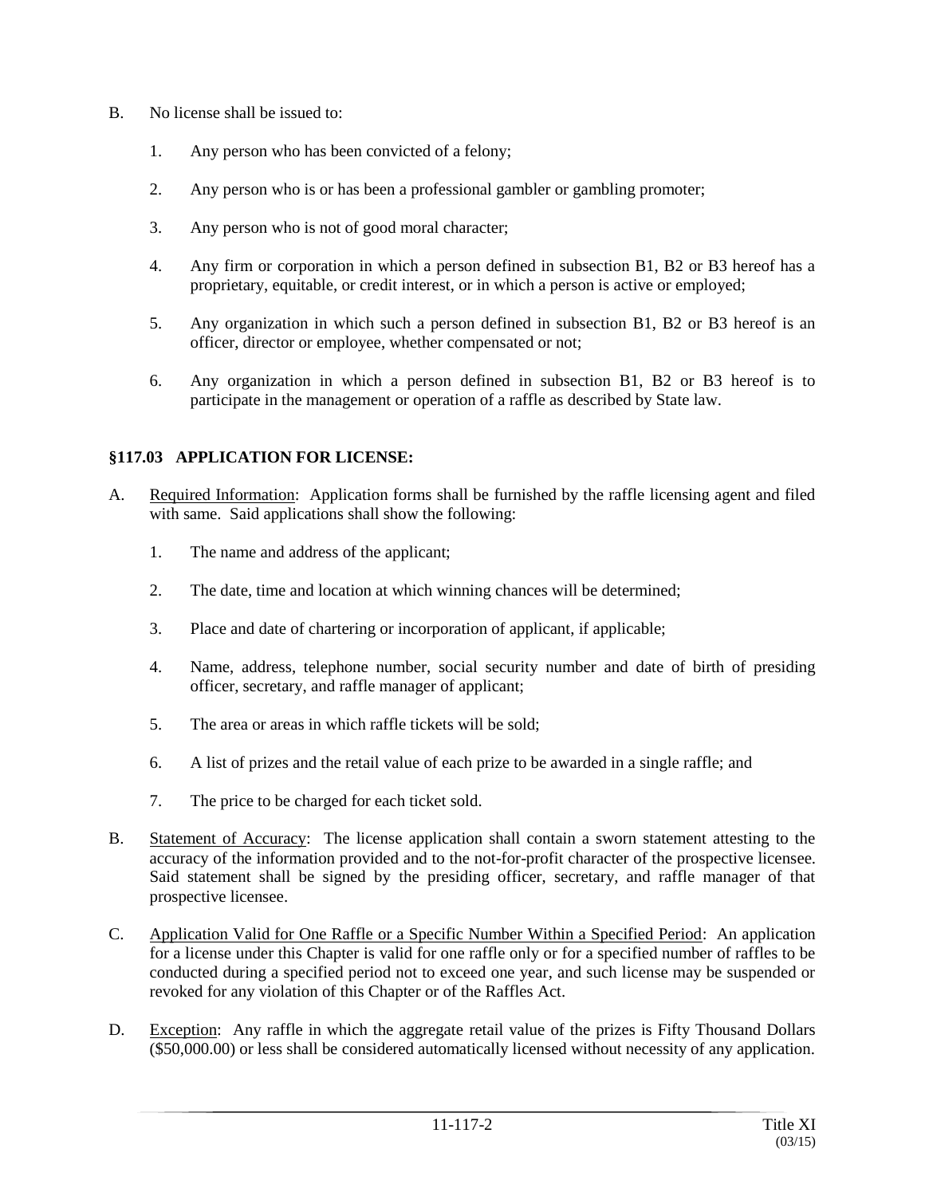B. No license shall be issued to:

   1. Any person who has been convicted of a felony;

   2. Any person who is or has been a professional gambler or gambling promoter;

   3. Any person who is not of good moral character;

   4. Any firm or corporation in which a person defined in subsection B1, B2 or B3 hereof has a proprietary, equitable, or credit interest, or in which a person is active or employed;

   5. Any organization in which such a person defined in subsection B1, B2 or B3 hereof is an officer, director or employee, whether compensated or not;

   6. Any organization in which a person defined in subsection B1, B2 or B3 hereof is to participate in the management or operation of a raffle as described by State law.

### §117.03 APPLICATION FOR LICENSE:

A. Required Information: Application forms shall be furnished by the raffle licensing agent and filed with same. Said applications shall show the following:

   1. The name and address of the applicant;

   2. The date, time and location at which winning chances will be determined;

   3. Place and date of chartering or incorporation of applicant, if applicable;

   4. Name, address, telephone number, social security number and date of birth of presiding officer, secretary, and raffle manager of applicant;

   5. The area or areas in which raffle tickets will be sold;

   6. A list of prizes and the retail value of each prize to be awarded in a single raffle; and

   7. The price to be charged for each ticket sold.

B. Statement of Accuracy: The license application shall contain a sworn statement attesting to the accuracy of the information provided and to the not-for-profit character of the prospective licensee. Said statement shall be signed by the presiding officer, secretary, and raffle manager of that prospective licensee.

C. Application Valid for One Raffle or a Specific Number Within a Specified Period: An application for a license under this Chapter is valid for one raffle only or for a specified number of raffles to be conducted during a specified period not to exceed one year, and such license may be suspended or revoked for any violation of this Chapter or of the Raffles Act.

D. Exception: Any raffle in which the aggregate retail value of the prizes is Fifty Thousand Dollars ($50,000.00) or less shall be considered automatically licensed without necessity of any application.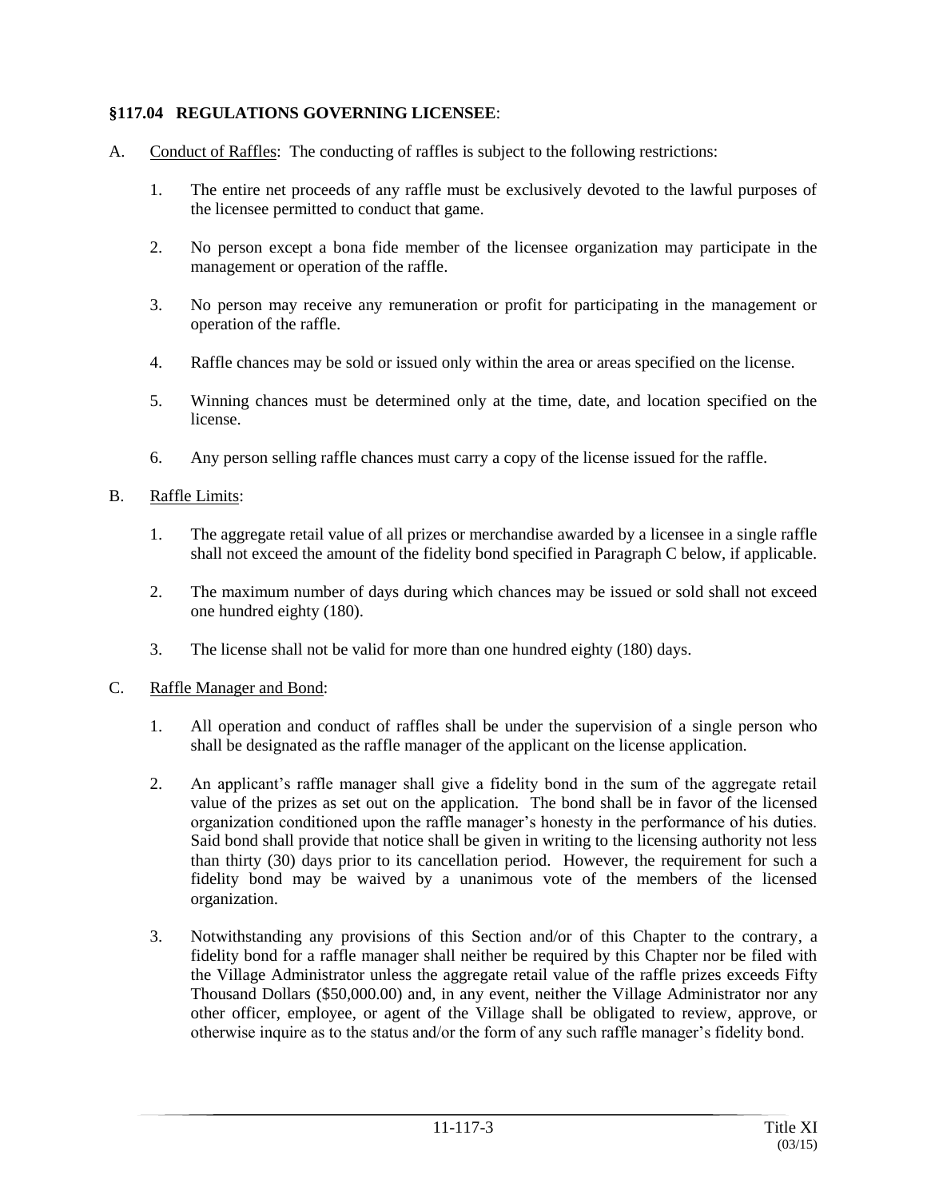## §117.04 REGULATIONS GOVERNING LICENSEE:

A. Conduct of Raffles: The conducting of raffles is subject to the following restrictions:

1. The entire net proceeds of any raffle must be exclusively devoted to the lawful purposes of the licensee permitted to conduct that game.

2. No person except a bona fide member of the licensee organization may participate in the management or operation of the raffle.

3. No person may receive any remuneration or profit for participating in the management or operation of the raffle.

4. Raffle chances may be sold or issued only within the area or areas specified on the license.

5. Winning chances must be determined only at the time, date, and location specified on the license.

6. Any person selling raffle chances must carry a copy of the license issued for the raffle.

B. Raffle Limits:

1. The aggregate retail value of all prizes or merchandise awarded by a licensee in a single raffle shall not exceed the amount of the fidelity bond specified in Paragraph C below, if applicable.

2. The maximum number of days during which chances may be issued or sold shall not exceed one hundred eighty (180).

3. The license shall not be valid for more than one hundred eighty (180) days.

C. Raffle Manager and Bond:

1. All operation and conduct of raffles shall be under the supervision of a single person who shall be designated as the raffle manager of the applicant on the license application.

2. An applicant's raffle manager shall give a fidelity bond in the sum of the aggregate retail value of the prizes as set out on the application. The bond shall be in favor of the licensed organization conditioned upon the raffle manager's honesty in the performance of his duties. Said bond shall provide that notice shall be given in writing to the licensing authority not less than thirty (30) days prior to its cancellation period. However, the requirement for such a fidelity bond may be waived by a unanimous vote of the members of the licensed organization.

3. Notwithstanding any provisions of this Section and/or of this Chapter to the contrary, a fidelity bond for a raffle manager shall neither be required by this Chapter nor be filed with the Village Administrator unless the aggregate retail value of the raffle prizes exceeds Fifty Thousand Dollars ($50,000.00) and, in any event, neither the Village Administrator nor any other officer, employee, or agent of the Village shall be obligated to review, approve, or otherwise inquire as to the status and/or the form of any such raffle manager's fidelity bond.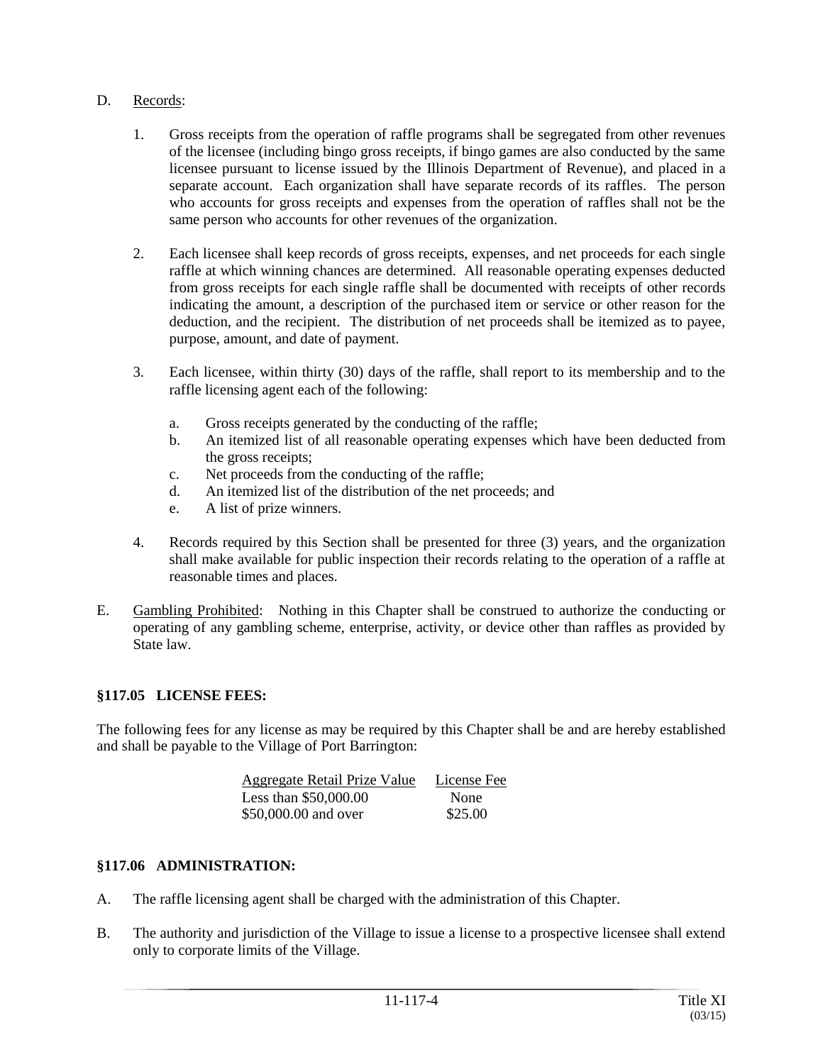D. Records:

1. Gross receipts from the operation of raffle programs shall be segregated from other revenues of the licensee (including bingo gross receipts, if bingo games are also conducted by the same licensee pursuant to license issued by the Illinois Department of Revenue), and placed in a separate account. Each organization shall have separate records of its raffles. The person who accounts for gross receipts and expenses from the operation of raffles shall not be the same person who accounts for other revenues of the organization.

2. Each licensee shall keep records of gross receipts, expenses, and net proceeds for each single raffle at which winning chances are determined. All reasonable operating expenses deducted from gross receipts for each single raffle shall be documented with receipts of other records indicating the amount, a description of the purchased item or service or other reason for the deduction, and the recipient. The distribution of net proceeds shall be itemized as to payee, purpose, amount, and date of payment.

3. Each licensee, within thirty (30) days of the raffle, shall report to its membership and to the raffle licensing agent each of the following:

   a. Gross receipts generated by the conducting of the raffle;
   b. An itemized list of all reasonable operating expenses which have been deducted from the gross receipts;
   c. Net proceeds from the conducting of the raffle;
   d. An itemized list of the distribution of the net proceeds; and
   e. A list of prize winners.

4. Records required by this Section shall be presented for three (3) years, and the organization shall make available for public inspection their records relating to the operation of a raffle at reasonable times and places.

E. Gambling Prohibited: Nothing in this Chapter shall be construed to authorize the conducting or operating of any gambling scheme, enterprise, activity, or device other than raffles as provided by State law.

### §117.05 LICENSE FEES:

The following fees for any license as may be required by this Chapter shall be and are hereby established and shall be payable to the Village of Port Barrington:

| Aggregate Retail Prize Value | License Fee |
|---|---|
| Less than $50,000.00 | None |
| $50,000.00 and over | $25.00 |

### §117.06 ADMINISTRATION:

A. The raffle licensing agent shall be charged with the administration of this Chapter.

B. The authority and jurisdiction of the Village to issue a license to a prospective licensee shall extend only to corporate limits of the Village.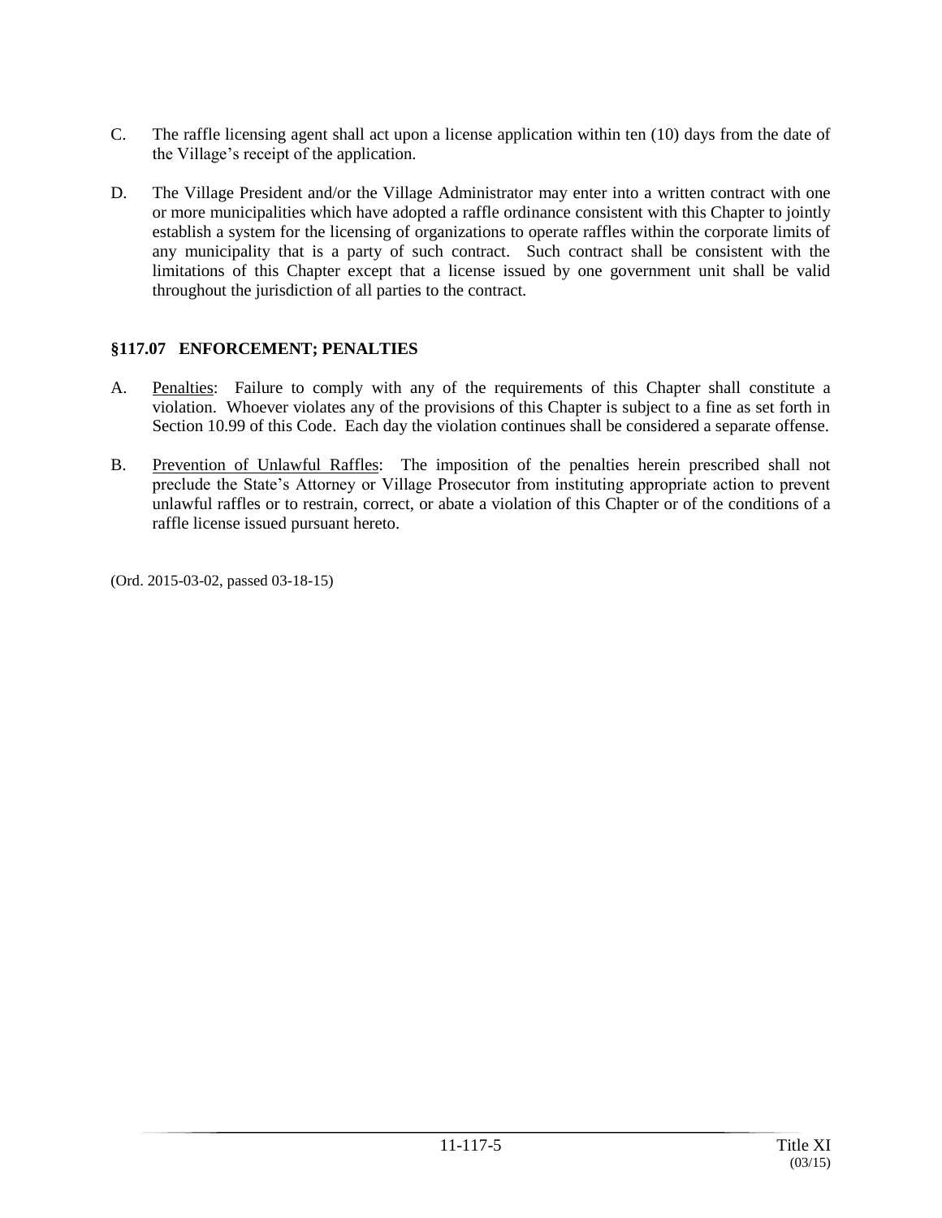C. The raffle licensing agent shall act upon a license application within ten (10) days from the date of the Village's receipt of the application.

D. The Village President and/or the Village Administrator may enter into a written contract with one or more municipalities which have adopted a raffle ordinance consistent with this Chapter to jointly establish a system for the licensing of organizations to operate raffles within the corporate limits of any municipality that is a party of such contract. Such contract shall be consistent with the limitations of this Chapter except that a license issued by one government unit shall be valid throughout the jurisdiction of all parties to the contract.

### §117.07 ENFORCEMENT; PENALTIES

A. Penalties: Failure to comply with any of the requirements of this Chapter shall constitute a violation. Whoever violates any of the provisions of this Chapter is subject to a fine as set forth in Section 10.99 of this Code. Each day the violation continues shall be considered a separate offense.

B. Prevention of Unlawful Raffles: The imposition of the penalties herein prescribed shall not preclude the State's Attorney or Village Prosecutor from instituting appropriate action to prevent unlawful raffles or to restrain, correct, or abate a violation of this Chapter or of the conditions of a raffle license issued pursuant hereto.

(Ord. 2015-03-02, passed 03-18-15)